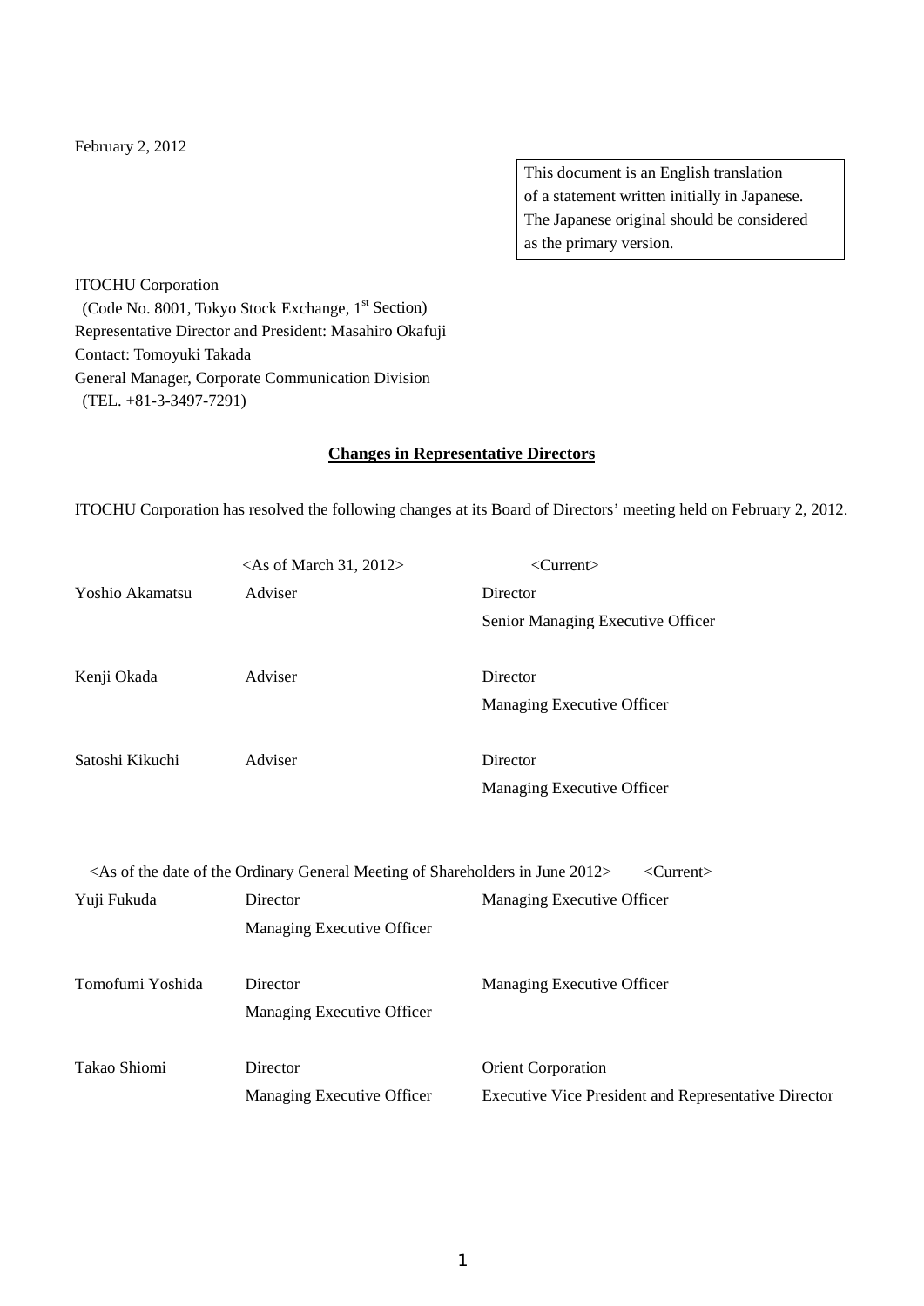February 2, 2012

This document is an English translation of a statement written initially in Japanese. The Japanese original should be considered as the primary version.

ITOCHU Corporation
(Code No. 8001, Tokyo Stock Exchange, 1st Section)
Representative Director and President: Masahiro Okafuji
Contact: Tomoyuki Takada
General Manager, Corporate Communication Division
(TEL. +81-3-3497-7291)

## Changes in Representative Directors

ITOCHU Corporation has resolved the following changes at its Board of Directors' meeting held on February 2, 2012.

| | <As of March 31, 2012> | <Current> |
|---|---|---|
| Yoshio Akamatsu | Adviser | Director<br>Senior Managing Executive Officer |
| Kenji Okada | Adviser | Director<br>Managing Executive Officer |
| Satoshi Kikuchi | Adviser | Director<br>Managing Executive Officer |

| | <As of the date of the Ordinary General Meeting of Shareholders in June 2012> | <Current> |
|---|---|---|
| Yuji Fukuda | Director<br>Managing Executive Officer | Managing Executive Officer |
| Tomofumi Yoshida | Director<br>Managing Executive Officer | Managing Executive Officer |
| Takao Shiomi | Director<br>Managing Executive Officer | Orient Corporation<br>Executive Vice President and Representative Director |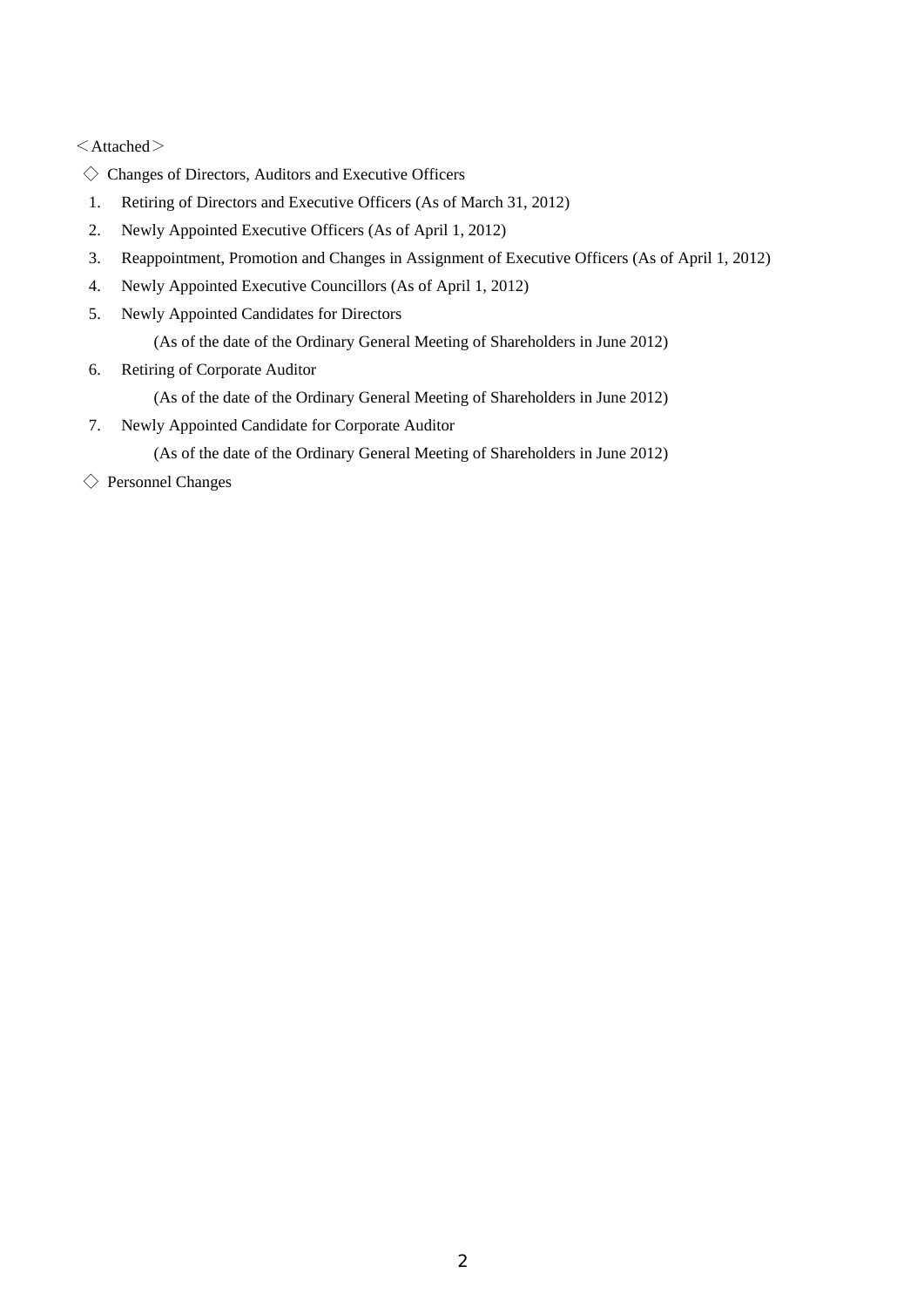＜Attached＞

◇ Changes of Directors, Auditors and Executive Officers

1. Retiring of Directors and Executive Officers (As of March 31, 2012)
2. Newly Appointed Executive Officers (As of April 1, 2012)
3. Reappointment, Promotion and Changes in Assignment of Executive Officers (As of April 1, 2012)
4. Newly Appointed Executive Councillors (As of April 1, 2012)
5. Newly Appointed Candidates for Directors
   (As of the date of the Ordinary General Meeting of Shareholders in June 2012)
6. Retiring of Corporate Auditor
   (As of the date of the Ordinary General Meeting of Shareholders in June 2012)
7. Newly Appointed Candidate for Corporate Auditor
   (As of the date of the Ordinary General Meeting of Shareholders in June 2012)

◇ Personnel Changes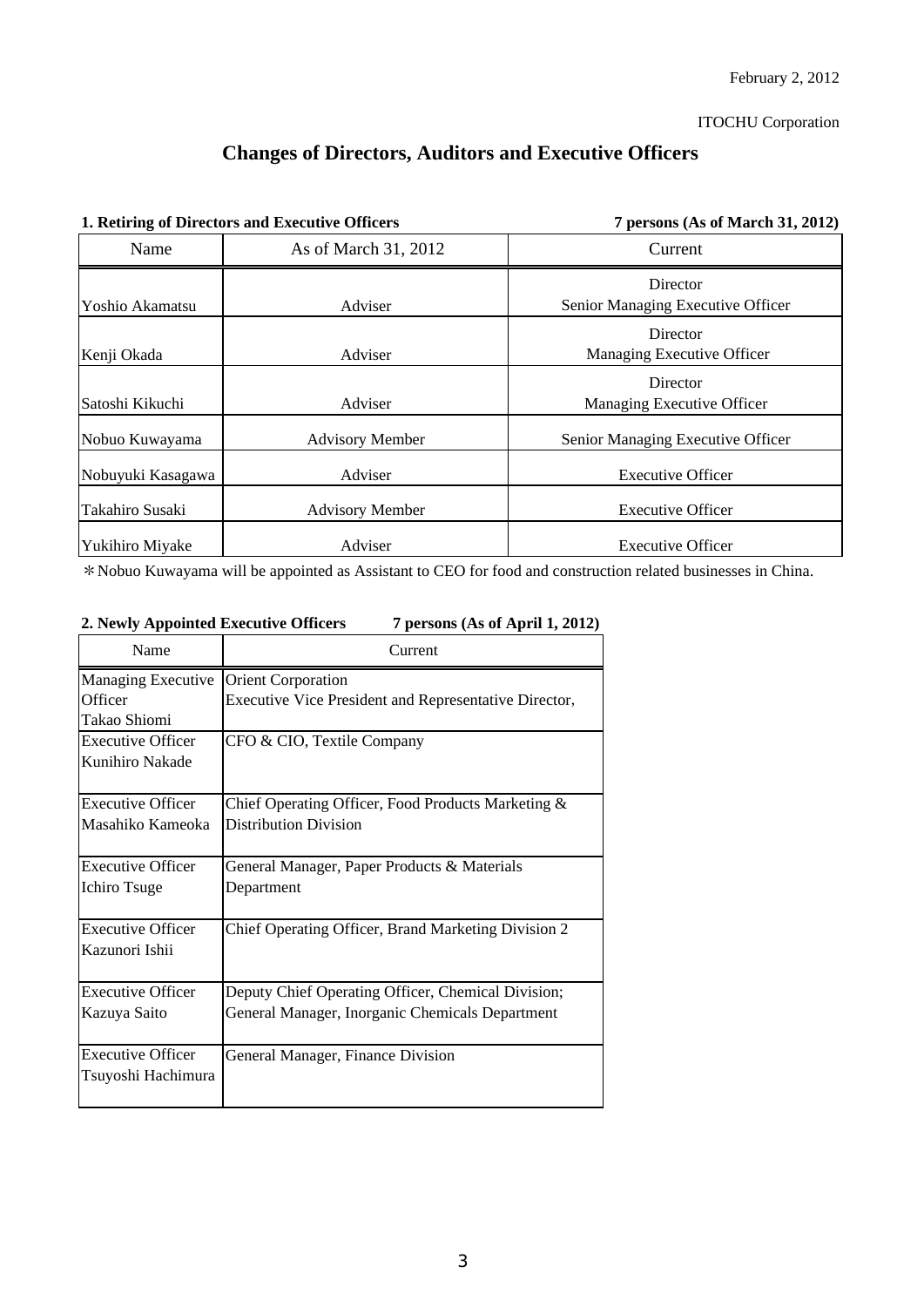February 2, 2012

ITOCHU Corporation

# Changes of Directors, Auditors and Executive Officers

**1. Retiring of Directors and Executive Officers** **7 persons (As of March 31, 2012)**

| Name | As of March 31, 2012 | Current |
|---|---|---|
| Yoshio Akamatsu | Adviser | Director<br>Senior Managing Executive Officer |
| Kenji Okada | Adviser | Director<br>Managing Executive Officer |
| Satoshi Kikuchi | Adviser | Director<br>Managing Executive Officer |
| Nobuo Kuwayama | Advisory Member | Senior Managing Executive Officer |
| Nobuyuki Kasagawa | Adviser | Executive Officer |
| Takahiro Susaki | Advisory Member | Executive Officer |
| Yukihiro Miyake | Adviser | Executive Officer |

＊Nobuo Kuwayama will be appointed as Assistant to CEO for food and construction related businesses in China.

**2. Newly Appointed Executive Officers** **7 persons (As of April 1, 2012)**

| Name | Current |
|---|---|
| Managing Executive Officer<br>Takao Shiomi | Orient Corporation<br>Executive Vice President and Representative Director, |
| Executive Officer<br>Kunihiro Nakade | CFO & CIO, Textile Company |
| Executive Officer<br>Masahiko Kameoka | Chief Operating Officer, Food Products Marketing & Distribution Division |
| Executive Officer<br>Ichiro Tsuge | General Manager, Paper Products & Materials Department |
| Executive Officer<br>Kazunori Ishii | Chief Operating Officer, Brand Marketing Division 2 |
| Executive Officer<br>Kazuya Saito | Deputy Chief Operating Officer, Chemical Division;<br>General Manager, Inorganic Chemicals Department |
| Executive Officer<br>Tsuyoshi Hachimura | General Manager, Finance Division |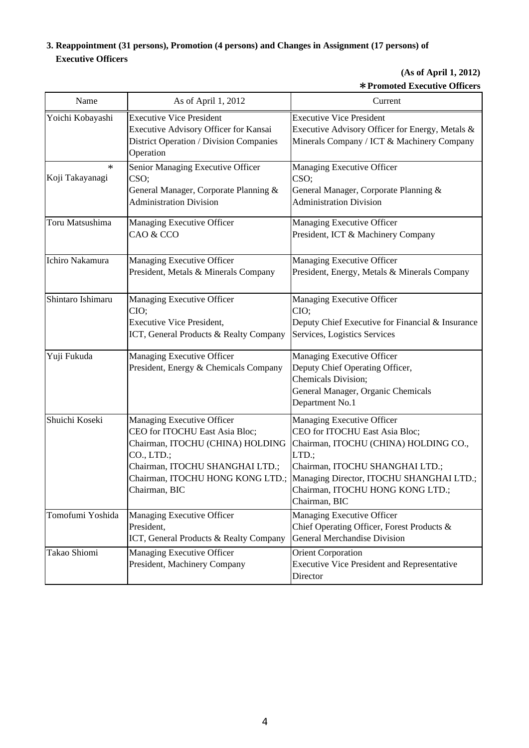**3. Reappointment (31 persons), Promotion (4 persons) and Changes in Assignment (17 persons) of Executive Officers**

**(As of April 1, 2012)**

**＊Promoted Executive Officers**

| Name | As of April 1, 2012 | Current |
|---|---|---|
| Yoichi Kobayashi | Executive Vice President<br>Executive Advisory Officer for Kansai District Operation / Division Companies Operation | Executive Vice President<br>Executive Advisory Officer for Energy, Metals & Minerals Company / ICT & Machinery Company |
| ＊<br>Koji Takayanagi | Senior Managing Executive Officer<br>CSO;<br>General Manager, Corporate Planning & Administration Division | Managing Executive Officer<br>CSO;<br>General Manager, Corporate Planning & Administration Division |
| Toru Matsushima | Managing Executive Officer<br>CAO & CCO | Managing Executive Officer<br>President, ICT & Machinery Company |
| Ichiro Nakamura | Managing Executive Officer<br>President, Metals & Minerals Company | Managing Executive Officer<br>President, Energy, Metals & Minerals Company |
| Shintaro Ishimaru | Managing Executive Officer<br>CIO;<br>Executive Vice President,<br>ICT, General Products & Realty Company | Managing Executive Officer<br>CIO;<br>Deputy Chief Executive for Financial & Insurance Services, Logistics Services |
| Yuji Fukuda | Managing Executive Officer<br>President, Energy & Chemicals Company | Managing Executive Officer<br>Deputy Chief Operating Officer,<br>Chemicals Division;<br>General Manager, Organic Chemicals Department No.1 |
| Shuichi Koseki | Managing Executive Officer<br>CEO for ITOCHU East Asia Bloc;<br>Chairman, ITOCHU (CHINA) HOLDING CO., LTD.;<br>Chairman, ITOCHU SHANGHAI LTD.;<br>Chairman, ITOCHU HONG KONG LTD.;<br>Chairman, BIC | Managing Executive Officer<br>CEO for ITOCHU East Asia Bloc;<br>Chairman, ITOCHU (CHINA) HOLDING CO., LTD.;<br>Chairman, ITOCHU SHANGHAI LTD.;<br>Managing Director, ITOCHU SHANGHAI LTD.;<br>Chairman, ITOCHU HONG KONG LTD.;<br>Chairman, BIC |
| Tomofumi Yoshida | Managing Executive Officer<br>President,<br>ICT, General Products & Realty Company | Managing Executive Officer<br>Chief Operating Officer, Forest Products & General Merchandise Division |
| Takao Shiomi | Managing Executive Officer<br>President, Machinery Company | Orient Corporation<br>Executive Vice President and Representative Director |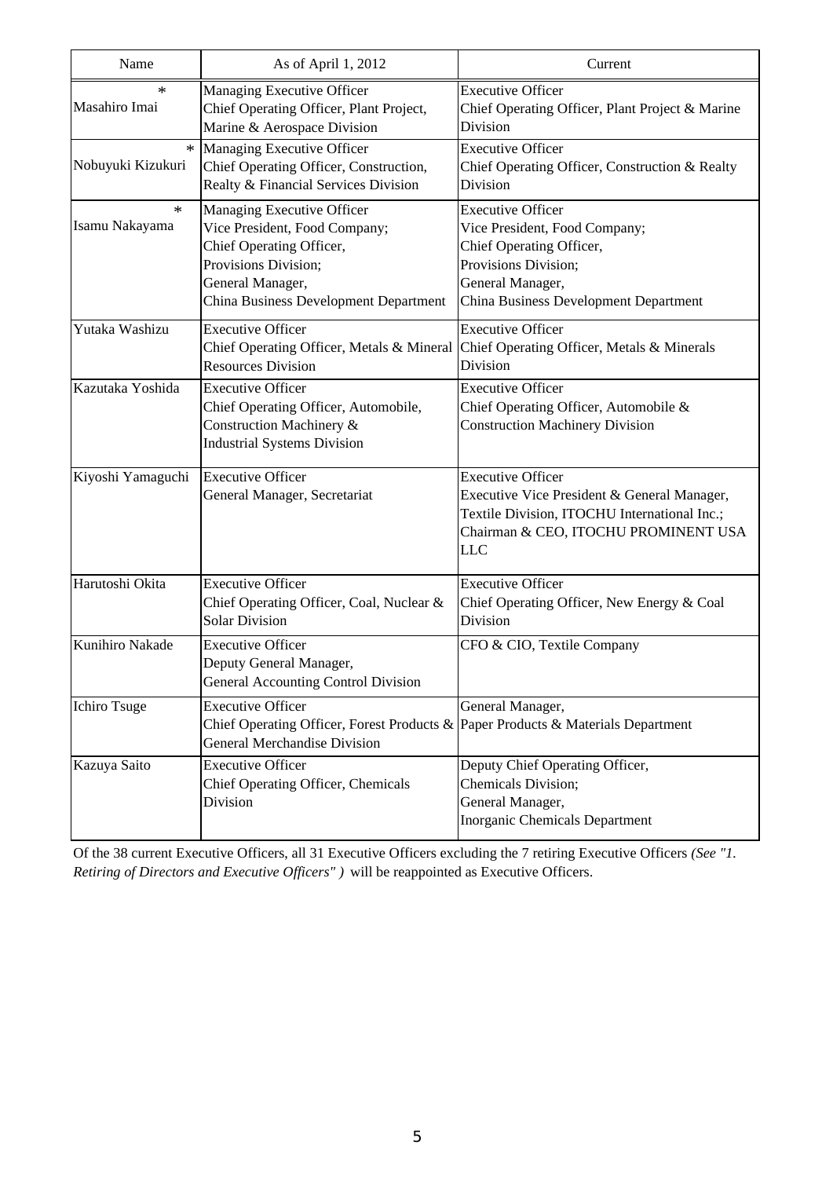| Name | As of April 1, 2012 | Current |
|---|---|---|
| * Masahiro Imai | Managing Executive Officer<br>Chief Operating Officer, Plant Project, Marine & Aerospace Division | Executive Officer<br>Chief Operating Officer, Plant Project & Marine Division |
| * Nobuyuki Kizukuri | Managing Executive Officer<br>Chief Operating Officer, Construction, Realty & Financial Services Division | Executive Officer<br>Chief Operating Officer, Construction & Realty Division |
| * Isamu Nakayama | Managing Executive Officer<br>Vice President, Food Company;<br>Chief Operating Officer, Provisions Division;<br>General Manager, China Business Development Department | Executive Officer<br>Vice President, Food Company;<br>Chief Operating Officer, Provisions Division;<br>General Manager, China Business Development Department |
| Yutaka Washizu | Executive Officer<br>Chief Operating Officer, Metals & Mineral Resources Division | Executive Officer<br>Chief Operating Officer, Metals & Minerals Division |
| Kazutaka Yoshida | Executive Officer<br>Chief Operating Officer, Automobile, Construction Machinery & Industrial Systems Division | Executive Officer<br>Chief Operating Officer, Automobile & Construction Machinery Division |
| Kiyoshi Yamaguchi | Executive Officer<br>General Manager, Secretariat | Executive Officer<br>Executive Vice President & General Manager, Textile Division, ITOCHU International Inc.;<br>Chairman & CEO, ITOCHU PROMINENT USA LLC |
| Harutoshi Okita | Executive Officer<br>Chief Operating Officer, Coal, Nuclear & Solar Division | Executive Officer<br>Chief Operating Officer, New Energy & Coal Division |
| Kunihiro Nakade | Executive Officer<br>Deputy General Manager, General Accounting Control Division | CFO & CIO, Textile Company |
| Ichiro Tsuge | Executive Officer<br>Chief Operating Officer, Forest Products & General Merchandise Division | General Manager, Paper Products & Materials Department |
| Kazuya Saito | Executive Officer<br>Chief Operating Officer, Chemicals Division | Deputy Chief Operating Officer, Chemicals Division;<br>General Manager, Inorganic Chemicals Department |

Of the 38 current Executive Officers, all 31 Executive Officers excluding the 7 retiring Executive Officers *(See "1. Retiring of Directors and Executive Officers" )* will be reappointed as Executive Officers.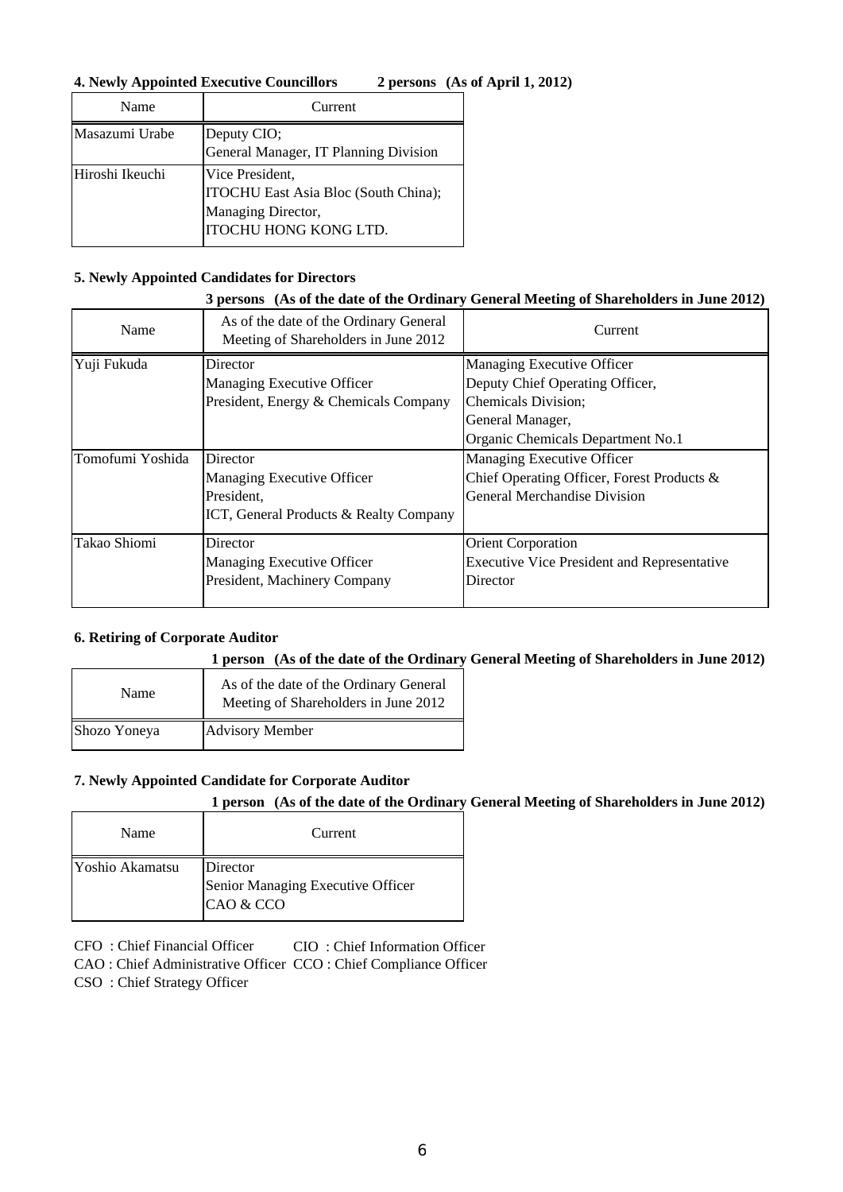#### 4. Newly Appointed Executive Councillors 2 persons (As of April 1, 2012)

| Name | Current |
| --- | --- |
| Masazumi Urabe | Deputy CIO;<br>General Manager, IT Planning Division |
| Hiroshi Ikeuchi | Vice President,<br>ITOCHU East Asia Bloc (South China);<br>Managing Director,<br>ITOCHU HONG KONG LTD. |

#### 5. Newly Appointed Candidates for Directors

**3 persons (As of the date of the Ordinary General Meeting of Shareholders in June 2012)**

| Name | As of the date of the Ordinary General Meeting of Shareholders in June 2012 | Current |
| --- | --- | --- |
| Yuji Fukuda | Director<br>Managing Executive Officer<br>President, Energy & Chemicals Company | Managing Executive Officer<br>Deputy Chief Operating Officer,<br>Chemicals Division;<br>General Manager,<br>Organic Chemicals Department No.1 |
| Tomofumi Yoshida | Director<br>Managing Executive Officer<br>President,<br>ICT, General Products & Realty Company | Managing Executive Officer<br>Chief Operating Officer, Forest Products &<br>General Merchandise Division |
| Takao Shiomi | Director<br>Managing Executive Officer<br>President, Machinery Company | Orient Corporation<br>Executive Vice President and Representative<br>Director |

#### 6. Retiring of Corporate Auditor

**1 person (As of the date of the Ordinary General Meeting of Shareholders in June 2012)**

| Name | As of the date of the Ordinary General Meeting of Shareholders in June 2012 |
| --- | --- |
| Shozo Yoneya | Advisory Member |

#### 7. Newly Appointed Candidate for Corporate Auditor

**1 person (As of the date of the Ordinary General Meeting of Shareholders in June 2012)**

| Name | Current |
| --- | --- |
| Yoshio Akamatsu | Director<br>Senior Managing Executive Officer<br>CAO & CCO |

CFO : Chief Financial Officer　CIO : Chief Information Officer
CAO : Chief Administrative Officer　CCO : Chief Compliance Officer
CSO : Chief Strategy Officer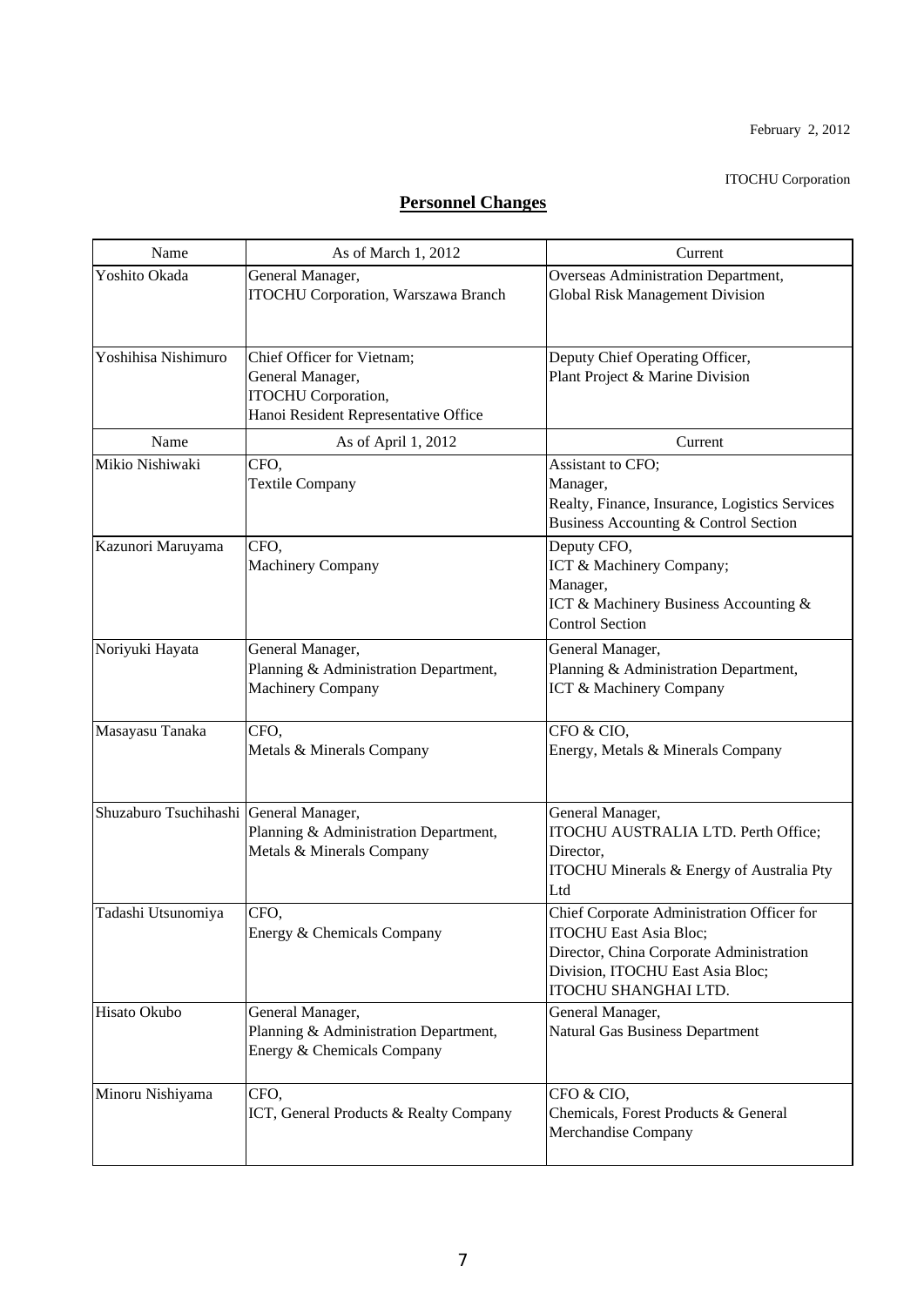February 2, 2012

ITOCHU Corporation

## Personnel Changes

| Name | As of March 1, 2012 | Current |
|---|---|---|
| Yoshito Okada | General Manager,<br>ITOCHU Corporation, Warszawa Branch | Overseas Administration Department,<br>Global Risk Management Division |
| Yoshihisa Nishimuro | Chief Officer for Vietnam;<br>General Manager,<br>ITOCHU Corporation,<br>Hanoi Resident Representative Office | Deputy Chief Operating Officer,<br>Plant Project & Marine Division |
| **Name** | **As of April 1, 2012** | **Current** |
| Mikio Nishiwaki | CFO,<br>Textile Company | Assistant to CFO;<br>Manager,<br>Realty, Finance, Insurance, Logistics Services Business Accounting & Control Section |
| Kazunori Maruyama | CFO,<br>Machinery Company | Deputy CFO,<br>ICT & Machinery Company;<br>Manager,<br>ICT & Machinery Business Accounting & Control Section |
| Noriyuki Hayata | General Manager,<br>Planning & Administration Department,<br>Machinery Company | General Manager,<br>Planning & Administration Department,<br>ICT & Machinery Company |
| Masayasu Tanaka | CFO,<br>Metals & Minerals Company | CFO & CIO,<br>Energy, Metals & Minerals Company |
| Shuzaburo Tsuchihashi | General Manager,<br>Planning & Administration Department,<br>Metals & Minerals Company | General Manager,<br>ITOCHU AUSTRALIA LTD. Perth Office;<br>Director,<br>ITOCHU Minerals & Energy of Australia Pty Ltd |
| Tadashi Utsunomiya | CFO,<br>Energy & Chemicals Company | Chief Corporate Administration Officer for ITOCHU East Asia Bloc;<br>Director, China Corporate Administration Division, ITOCHU East Asia Bloc;<br>ITOCHU SHANGHAI LTD. |
| Hisato Okubo | General Manager,<br>Planning & Administration Department,<br>Energy & Chemicals Company | General Manager,<br>Natural Gas Business Department |
| Minoru Nishiyama | CFO,<br>ICT, General Products & Realty Company | CFO & CIO,<br>Chemicals, Forest Products & General Merchandise Company |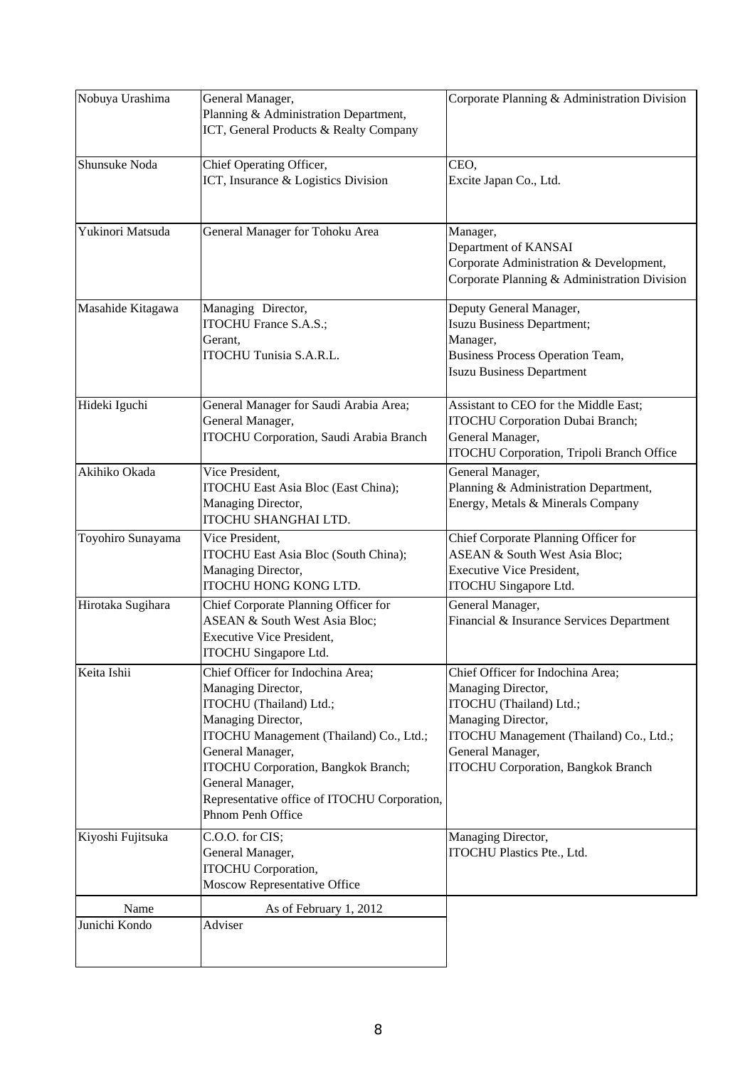| | | |
|---|---|---|
| Nobuya Urashima | General Manager,<br>Planning & Administration Department,<br>ICT, General Products & Realty Company | Corporate Planning & Administration Division |
| Shunsuke Noda | Chief Operating Officer,<br>ICT, Insurance & Logistics Division | CEO,<br>Excite Japan Co., Ltd. |
| Yukinori Matsuda | General Manager for Tohoku Area | Manager,<br>Department of KANSAI<br>Corporate Administration & Development,<br>Corporate Planning & Administration Division |
| Masahide Kitagawa | Managing Director,<br>ITOCHU France S.A.S.;<br>Gerant,<br>ITOCHU Tunisia S.A.R.L. | Deputy General Manager,<br>Isuzu Business Department;<br>Manager,<br>Business Process Operation Team,<br>Isuzu Business Department |
| Hideki Iguchi | General Manager for Saudi Arabia Area;<br>General Manager,<br>ITOCHU Corporation, Saudi Arabia Branch | Assistant to CEO for the Middle East;<br>ITOCHU Corporation Dubai Branch;<br>General Manager,<br>ITOCHU Corporation, Tripoli Branch Office |
| Akihiko Okada | Vice President,<br>ITOCHU East Asia Bloc (East China);<br>Managing Director,<br>ITOCHU SHANGHAI LTD. | General Manager,<br>Planning & Administration Department,<br>Energy, Metals & Minerals Company |
| Toyohiro Sunayama | Vice President,<br>ITOCHU East Asia Bloc (South China);<br>Managing Director,<br>ITOCHU HONG KONG LTD. | Chief Corporate Planning Officer for<br>ASEAN & South West Asia Bloc;<br>Executive Vice President,<br>ITOCHU Singapore Ltd. |
| Hirotaka Sugihara | Chief Corporate Planning Officer for<br>ASEAN & South West Asia Bloc;<br>Executive Vice President,<br>ITOCHU Singapore Ltd. | General Manager,<br>Financial & Insurance Services Department |
| Keita Ishii | Chief Officer for Indochina Area;<br>Managing Director,<br>ITOCHU (Thailand) Ltd.;<br>Managing Director,<br>ITOCHU Management (Thailand) Co., Ltd.;<br>General Manager,<br>ITOCHU Corporation, Bangkok Branch;<br>General Manager,<br>Representative office of ITOCHU Corporation,<br>Phnom Penh Office | Chief Officer for Indochina Area;<br>Managing Director,<br>ITOCHU (Thailand) Ltd.;<br>Managing Director,<br>ITOCHU Management (Thailand) Co., Ltd.;<br>General Manager,<br>ITOCHU Corporation, Bangkok Branch |
| Kiyoshi Fujitsuka | C.O.O. for CIS;<br>General Manager,<br>ITOCHU Corporation,<br>Moscow Representative Office | Managing Director,<br>ITOCHU Plastics Pte., Ltd. |

| Name | As of February 1, 2012 |
|---|---|
| Junichi Kondo | Adviser |